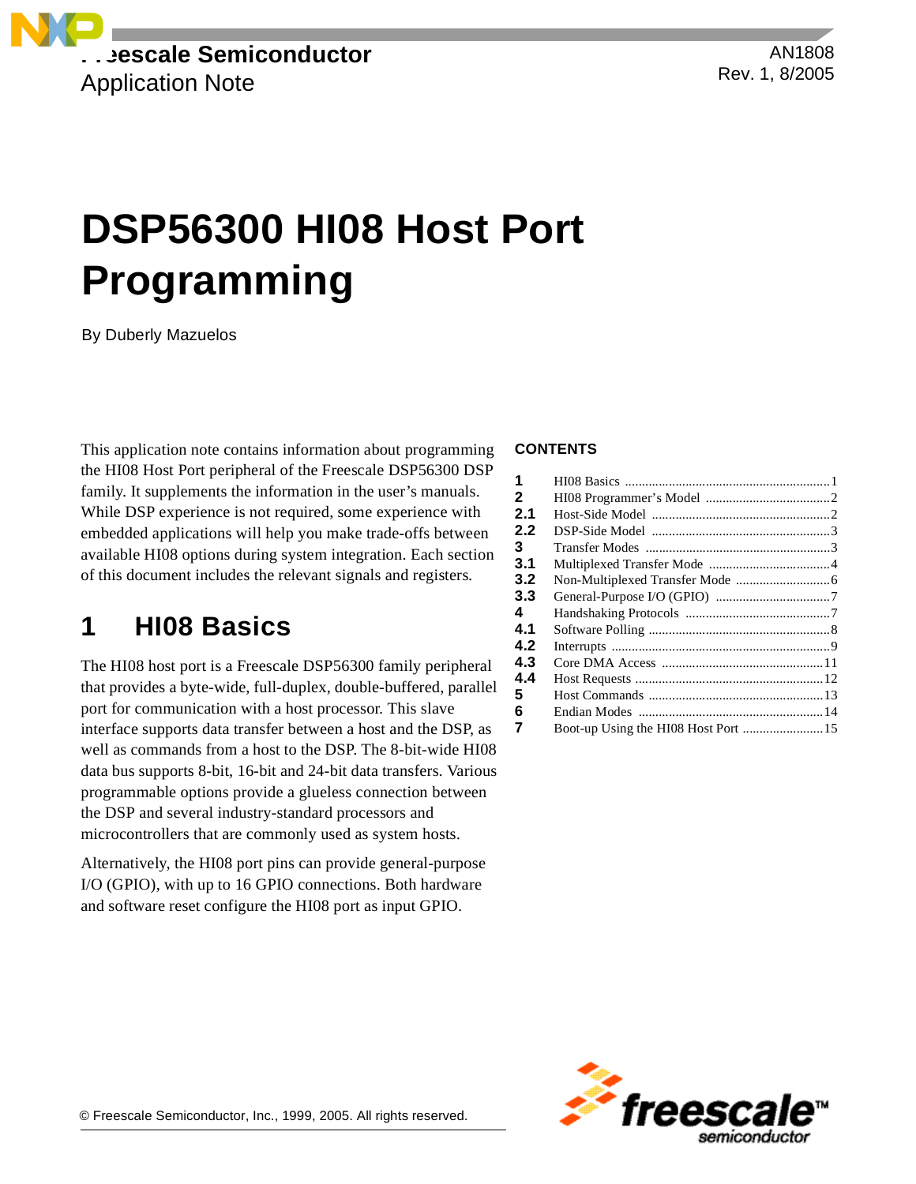Freescale Semiconductor
Application Note

AN1808
Rev. 1, 8/2005

# DSP56300 HI08 Host Port Programming

By Duberly Mazuelos

This application note contains information about programming the HI08 Host Port peripheral of the Freescale DSP56300 DSP family. It supplements the information in the user's manuals. While DSP experience is not required, some experience with embedded applications will help you make trade-offs between available HI08 options during system integration. Each section of this document includes the relevant signals and registers.

**CONTENTS**

| | | |
|---|---|---|
| 1 | HI08 Basics | 1 |
| 2 | HI08 Programmer's Model | 2 |
| 2.1 | Host-Side Model | 2 |
| 2.2 | DSP-Side Model | 3 |
| 3 | Transfer Modes | 3 |
| 3.1 | Multiplexed Transfer Mode | 4 |
| 3.2 | Non-Multiplexed Transfer Mode | 6 |
| 3.3 | General-Purpose I/O (GPIO) | 7 |
| 4 | Handshaking Protocols | 7 |
| 4.1 | Software Polling | 8 |
| 4.2 | Interrupts | 9 |
| 4.3 | Core DMA Access | 11 |
| 4.4 | Host Requests | 12 |
| 5 | Host Commands | 13 |
| 6 | Endian Modes | 14 |
| 7 | Boot-up Using the HI08 Host Port | 15 |

## 1 HI08 Basics

The HI08 host port is a Freescale DSP56300 family peripheral that provides a byte-wide, full-duplex, double-buffered, parallel port for communication with a host processor. This slave interface supports data transfer between a host and the DSP, as well as commands from a host to the DSP. The 8-bit-wide HI08 data bus supports 8-bit, 16-bit and 24-bit data transfers. Various programmable options provide a glueless connection between the DSP and several industry-standard processors and microcontrollers that are commonly used as system hosts.

Alternatively, the HI08 port pins can provide general-purpose I/O (GPIO), with up to 16 GPIO connections. Both hardware and software reset configure the HI08 port as input GPIO.

© Freescale Semiconductor, Inc., 1999, 2005. All rights reserved.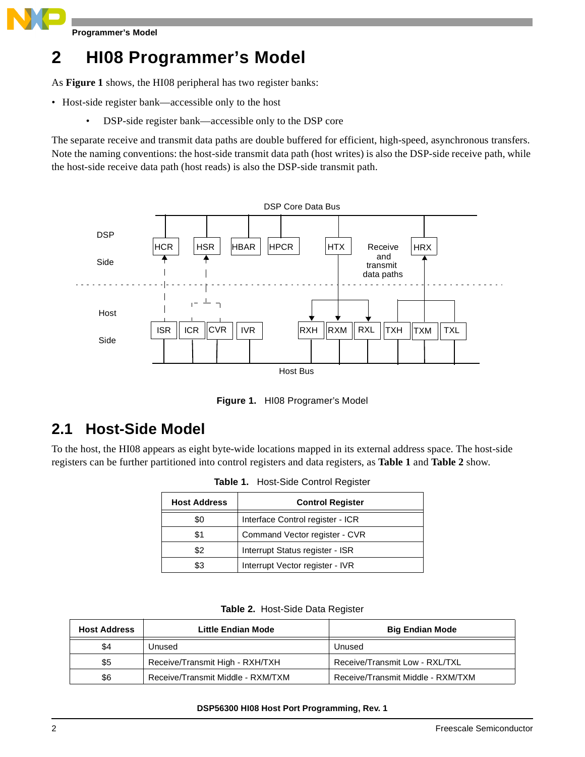# 2 HI08 Programmer's Model

As **Figure 1** shows, the HI08 peripheral has two register banks:

- Host-side register bank—accessible only to the host
  - DSP-side register bank—accessible only to the DSP core

The separate receive and transmit data paths are double buffered for efficient, high-speed, asynchronous transfers. Note the naming conventions: the host-side transmit data path (host writes) is also the DSP-side receive path, while the host-side receive data path (host reads) is also the DSP-side transmit path.

DSP Core Data Bus

DSP Side: HCR, HSR, HBAR, HPCR, HTX, Receive and transmit data paths, HRX

Host Side: ISR, ICR, CVR, IVR, RXH, RXM, RXL, TXH, TXM, TXL

Host Bus

**Figure 1.** HI08 Programer's Model

## 2.1 Host-Side Model

To the host, the HI08 appears as eight byte-wide locations mapped in its external address space. The host-side registers can be further partitioned into control registers and data registers, as **Table 1** and **Table 2** show.

**Table 1.** Host-Side Control Register

| Host Address | Control Register |
|---|---|
| $0 | Interface Control register - ICR |
| $1 | Command Vector register - CVR |
| $2 | Interrupt Status register - ISR |
| $3 | Interrupt Vector register - IVR |

**Table 2.** Host-Side Data Register

| Host Address | Little Endian Mode | Big Endian Mode |
|---|---|---|
| $4 | Unused | Unused |
| $5 | Receive/Transmit High - RXH/TXH | Receive/Transmit Low - RXL/TXL |
| $6 | Receive/Transmit Middle - RXM/TXM | Receive/Transmit Middle - RXM/TXM |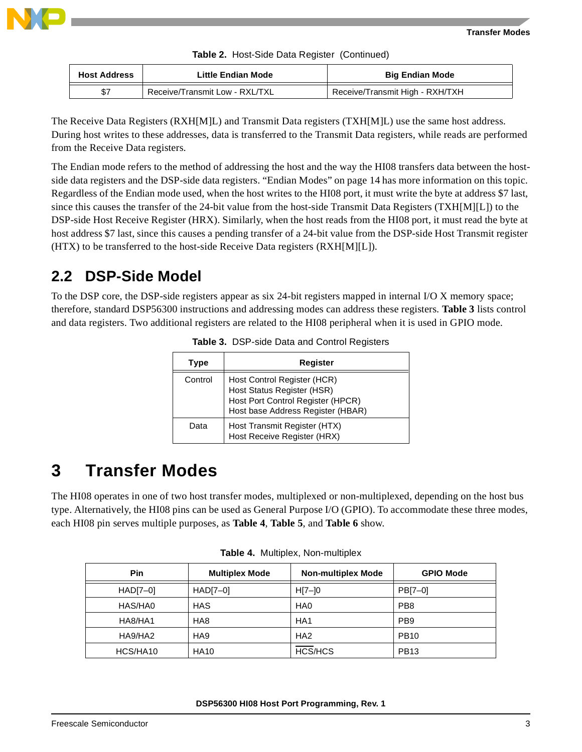Table 2. Host-Side Data Register (Continued)

| Host Address | Little Endian Mode | Big Endian Mode |
|---|---|---|
| $7 | Receive/Transmit Low - RXL/TXL | Receive/Transmit High - RXH/TXH |

The Receive Data Registers (RXH[M]L) and Transmit Data registers (TXH[M]L) use the same host address. During host writes to these addresses, data is transferred to the Transmit Data registers, while reads are performed from the Receive Data registers.

The Endian mode refers to the method of addressing the host and the way the HI08 transfers data between the host-side data registers and the DSP-side data registers. "Endian Modes" on page 14 has more information on this topic. Regardless of the Endian mode used, when the host writes to the HI08 port, it must write the byte at address $7 last, since this causes the transfer of the 24-bit value from the host-side Transmit Data Registers (TXH[M][L]) to the DSP-side Host Receive Register (HRX). Similarly, when the host reads from the HI08 port, it must read the byte at host address $7 last, since this causes a pending transfer of a 24-bit value from the DSP-side Host Transmit register (HTX) to be transferred to the host-side Receive Data registers (RXH[M][L]).

## 2.2 DSP-Side Model

To the DSP core, the DSP-side registers appear as six 24-bit registers mapped in internal I/O X memory space; therefore, standard DSP56300 instructions and addressing modes can address these registers. **Table 3** lists control and data registers. Two additional registers are related to the HI08 peripheral when it is used in GPIO mode.

Table 3. DSP-side Data and Control Registers

| Type | Register |
|---|---|
| Control | Host Control Register (HCR)<br>Host Status Register (HSR)<br>Host Port Control Register (HPCR)<br>Host base Address Register (HBAR) |
| Data | Host Transmit Register (HTX)<br>Host Receive Register (HRX) |

# 3 Transfer Modes

The HI08 operates in one of two host transfer modes, multiplexed or non-multiplexed, depending on the host bus type. Alternatively, the HI08 pins can be used as General Purpose I/O (GPIO). To accommodate these three modes, each HI08 pin serves multiple purposes, as **Table 4**, **Table 5**, and **Table 6** show.

Table 4. Multiplex, Non-multiplex

| Pin | Multiplex Mode | Non-multiplex Mode | GPIO Mode |
|---|---|---|---|
| HAD[7–0] | HAD[7–0] | H[7–]0 | PB[7–0] |
| HAS/HA0 | HAS | HA0 | PB8 |
| HA8/HA1 | HA8 | HA1 | PB9 |
| HA9/HA2 | HA9 | HA2 | PB10 |
| HCS/HA10 | HA10 | $\overline{\text{HCS}}$/HCS | PB13 |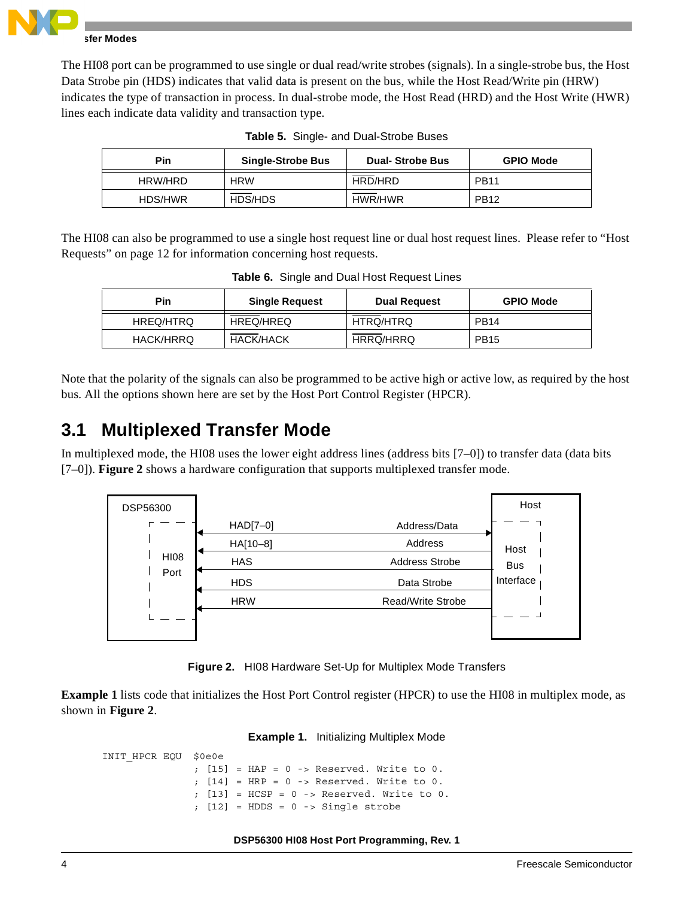The HI08 port can be programmed to use single or dual read/write strobes (signals). In a single-strobe bus, the Host Data Strobe pin (HDS) indicates that valid data is present on the bus, while the Host Read/Write pin (HRW) indicates the type of transaction in process. In dual-strobe mode, the Host Read (HRD) and the Host Write (HWR) lines each indicate data validity and transaction type.

**Table 5.** Single- and Dual-Strobe Buses

| Pin | Single-Strobe Bus | Dual- Strobe Bus | GPIO Mode |
|---|---|---|---|
| HRW/HRD | HRW | $\overline{\text{HRD}}$/HRD | PB11 |
| HDS/HWR | $\overline{\text{HDS}}$/HDS | $\overline{\text{HWR}}$/HWR | PB12 |

The HI08 can also be programmed to use a single host request line or dual host request lines. Please refer to "Host Requests" on page 12 for information concerning host requests.

**Table 6.** Single and Dual Host Request Lines

| Pin | Single Request | Dual Request | GPIO Mode |
|---|---|---|---|
| HREQ/HTRQ | $\overline{\text{HREQ}}$/HREQ | $\overline{\text{HTRQ}}$/HTRQ | PB14 |
| HACK/HRRQ | $\overline{\text{HACK}}$/HACK | $\overline{\text{HRRQ}}$/HRRQ | PB15 |

Note that the polarity of the signals can also be programmed to be active high or active low, as required by the host bus. All the options shown here are set by the Host Port Control Register (HPCR).

## 3.1 Multiplexed Transfer Mode

In multiplexed mode, the HI08 uses the lower eight address lines (address bits [7–0]) to transfer data (data bits [7–0]). **Figure 2** shows a hardware configuration that supports multiplexed transfer mode.

**Figure 2.** HI08 Hardware Set-Up for Multiplex Mode Transfers

**Example 1** lists code that initializes the Host Port Control register (HPCR) to use the HI08 in multiplex mode, as shown in **Figure 2**.

**Example 1.** Initializing Multiplex Mode

```
INIT_HPCR EQU  $0e0e
               ; [15] = HAP = 0 -> Reserved. Write to 0.
               ; [14] = HRP = 0 -> Reserved. Write to 0.
               ; [13] = HCSP = 0 -> Reserved. Write to 0.
               ; [12] = HDDS = 0 -> Single strobe
```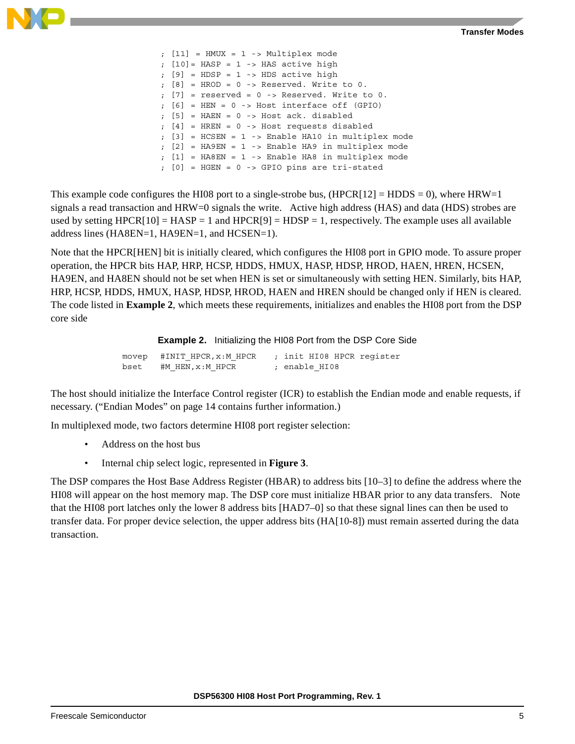```
; [11] = HMUX = 1 -> Multiplex mode
; [10]= HASP = 1 -> HAS active high
; [9] = HDSP = 1 -> HDS active high
; [8] = HROD = 0 -> Reserved. Write to 0.
; [7] = reserved = 0 -> Reserved. Write to 0.
; [6] = HEN = 0 -> Host interface off (GPIO)
; [5] = HAEN = 0 -> Host ack. disabled
; [4] = HREN = 0 -> Host requests disabled
; [3] = HCSEN = 1 -> Enable HA10 in multiplex mode
; [2] = HA9EN = 1 -> Enable HA9 in multiplex mode
; [1] = HA8EN = 1 -> Enable HA8 in multiplex mode
; [0] = HGEN = 0 -> GPIO pins are tri-stated
```

This example code configures the HI08 port to a single-strobe bus, (HPCR[12] = HDDS = 0), where HRW=1 signals a read transaction and HRW=0 signals the write. Active high address (HAS) and data (HDS) strobes are used by setting HPCR[10] = HASP = 1 and HPCR[9] = HDSP = 1, respectively. The example uses all available address lines (HA8EN=1, HA9EN=1, and HCSEN=1).

Note that the HPCR[HEN] bit is initially cleared, which configures the HI08 port in GPIO mode. To assure proper operation, the HPCR bits HAP, HRP, HCSP, HDDS, HMUX, HASP, HDSP, HROD, HAEN, HREN, HCSEN, HA9EN, and HA8EN should not be set when HEN is set or simultaneously with setting HEN. Similarly, bits HAP, HRP, HCSP, HDDS, HMUX, HASP, HDSP, HROD, HAEN and HREN should be changed only if HEN is cleared. The code listed in **Example 2**, which meets these requirements, initializes and enables the HI08 port from the DSP core side

**Example 2.** Initializing the HI08 Port from the DSP Core Side

```
movep   #INIT_HPCR,x:M_HPCR    ; init HI08 HPCR register
bset    #M_HEN,x:M_HPCR        ; enable_HI08
```

The host should initialize the Interface Control register (ICR) to establish the Endian mode and enable requests, if necessary. ("Endian Modes" on page 14 contains further information.)

In multiplexed mode, two factors determine HI08 port register selection:

- Address on the host bus
- Internal chip select logic, represented in **Figure 3**.

The DSP compares the Host Base Address Register (HBAR) to address bits [10–3] to define the address where the HI08 will appear on the host memory map. The DSP core must initialize HBAR prior to any data transfers. Note that the HI08 port latches only the lower 8 address bits [HAD7–0] so that these signal lines can then be used to transfer data. For proper device selection, the upper address bits (HA[10-8]) must remain asserted during the data transaction.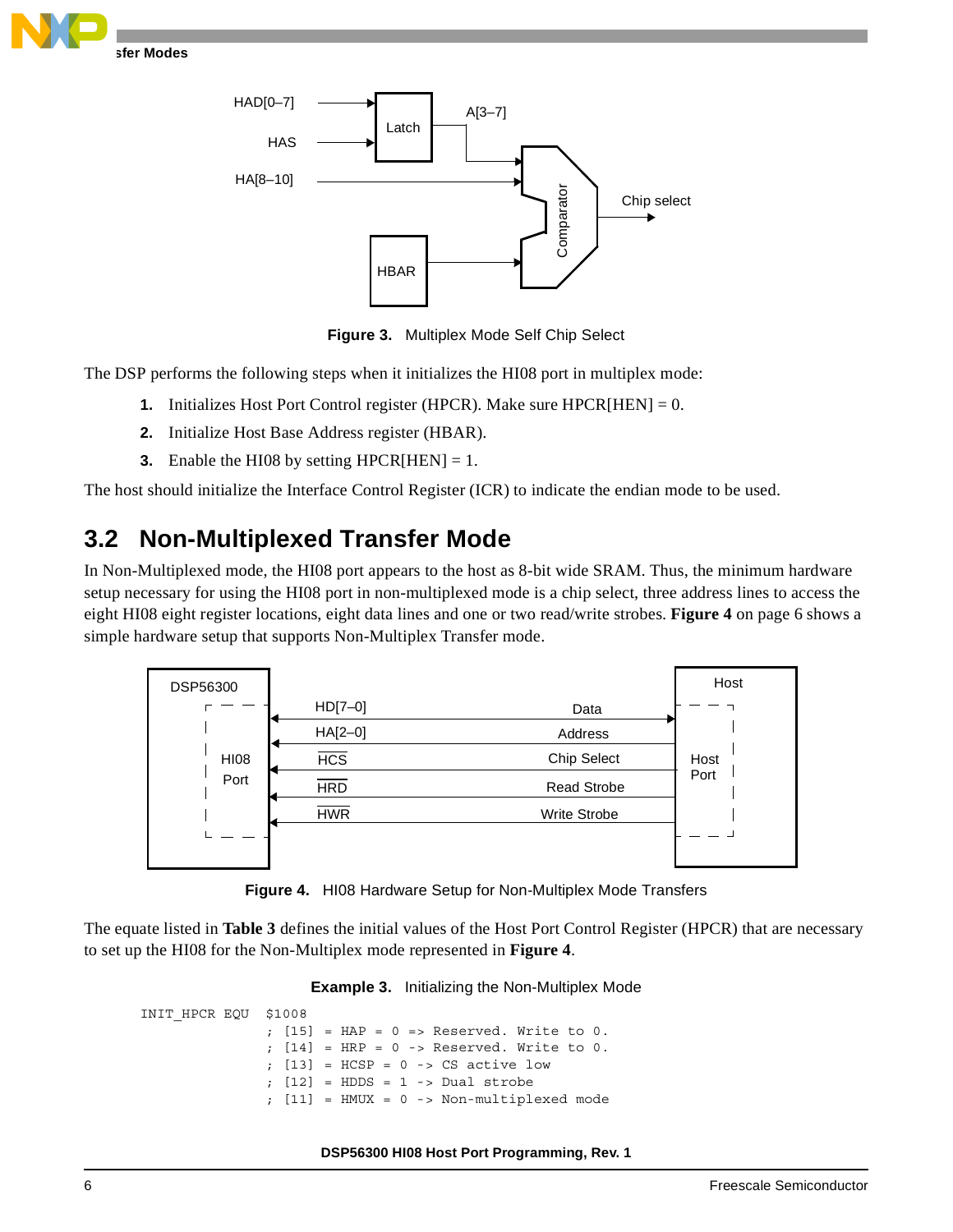Figure 3. Multiplex Mode Self Chip Select

The DSP performs the following steps when it initializes the HI08 port in multiplex mode:

1. Initializes Host Port Control register (HPCR). Make sure HPCR[HEN] = 0.
2. Initialize Host Base Address register (HBAR).
3. Enable the HI08 by setting HPCR[HEN] = 1.

The host should initialize the Interface Control Register (ICR) to indicate the endian mode to be used.

## 3.2 Non-Multiplexed Transfer Mode

In Non-Multiplexed mode, the HI08 port appears to the host as 8-bit wide SRAM. Thus, the minimum hardware setup necessary for using the HI08 port in non-multiplexed mode is a chip select, three address lines to access the eight HI08 eight register locations, eight data lines and one or two read/write strobes. **Figure 4** on page 6 shows a simple hardware setup that supports Non-Multiplex Transfer mode.

Figure 4. HI08 Hardware Setup for Non-Multiplex Mode Transfers

The equate listed in **Table 3** defines the initial values of the Host Port Control Register (HPCR) that are necessary to set up the HI08 for the Non-Multiplex mode represented in **Figure 4**.

**Example 3.** Initializing the Non-Multiplex Mode

```
INIT_HPCR EQU  $1008
               ; [15] = HAP = 0 => Reserved. Write to 0.
               ; [14] = HRP = 0 -> Reserved. Write to 0.
               ; [13] = HCSP = 0 -> CS active low
               ; [12] = HDDS = 1 -> Dual strobe
               ; [11] = HMUX = 0 -> Non-multiplexed mode
```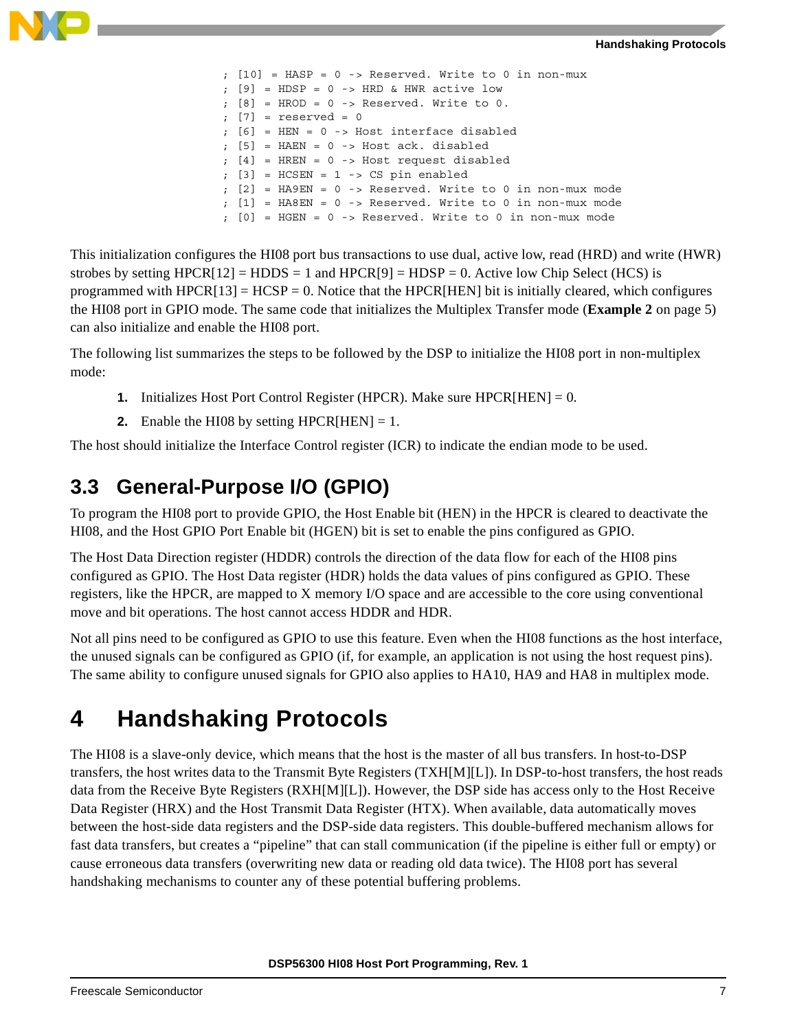```
; [10] = HASP = 0 -> Reserved. Write to 0 in non-mux
; [9] = HDSP = 0 -> HRD & HWR active low
; [8] = HROD = 0 -> Reserved. Write to 0.
; [7] = reserved = 0
; [6] = HEN = 0 -> Host interface disabled
; [5] = HAEN = 0 -> Host ack. disabled
; [4] = HREN = 0 -> Host request disabled
; [3] = HCSEN = 1 -> CS pin enabled
; [2] = HA9EN = 0 -> Reserved. Write to 0 in non-mux mode
; [1] = HA8EN = 0 -> Reserved. Write to 0 in non-mux mode
; [0] = HGEN = 0 -> Reserved. Write to 0 in non-mux mode
```

This initialization configures the HI08 port bus transactions to use dual, active low, read (HRD) and write (HWR) strobes by setting HPCR[12] = HDDS = 1 and HPCR[9] = HDSP = 0. Active low Chip Select (HCS) is programmed with HPCR[13] = HCSP = 0. Notice that the HPCR[HEN] bit is initially cleared, which configures the HI08 port in GPIO mode. The same code that initializes the Multiplex Transfer mode (**Example 2** on page 5) can also initialize and enable the HI08 port.

The following list summarizes the steps to be followed by the DSP to initialize the HI08 port in non-multiplex mode:

1. Initializes Host Port Control Register (HPCR). Make sure HPCR[HEN] = 0.
2. Enable the HI08 by setting HPCR[HEN] = 1.

The host should initialize the Interface Control register (ICR) to indicate the endian mode to be used.

## 3.3 General-Purpose I/O (GPIO)

To program the HI08 port to provide GPIO, the Host Enable bit (HEN) in the HPCR is cleared to deactivate the HI08, and the Host GPIO Port Enable bit (HGEN) bit is set to enable the pins configured as GPIO.

The Host Data Direction register (HDDR) controls the direction of the data flow for each of the HI08 pins configured as GPIO. The Host Data register (HDR) holds the data values of pins configured as GPIO. These registers, like the HPCR, are mapped to X memory I/O space and are accessible to the core using conventional move and bit operations. The host cannot access HDDR and HDR.

Not all pins need to be configured as GPIO to use this feature. Even when the HI08 functions as the host interface, the unused signals can be configured as GPIO (if, for example, an application is not using the host request pins). The same ability to configure unused signals for GPIO also applies to HA10, HA9 and HA8 in multiplex mode.

# 4 Handshaking Protocols

The HI08 is a slave-only device, which means that the host is the master of all bus transfers. In host-to-DSP transfers, the host writes data to the Transmit Byte Registers (TXH[M][L]). In DSP-to-host transfers, the host reads data from the Receive Byte Registers (RXH[M][L]). However, the DSP side has access only to the Host Receive Data Register (HRX) and the Host Transmit Data Register (HTX). When available, data automatically moves between the host-side data registers and the DSP-side data registers. This double-buffered mechanism allows for fast data transfers, but creates a "pipeline" that can stall communication (if the pipeline is either full or empty) or cause erroneous data transfers (overwriting new data or reading old data twice). The HI08 port has several handshaking mechanisms to counter any of these potential buffering problems.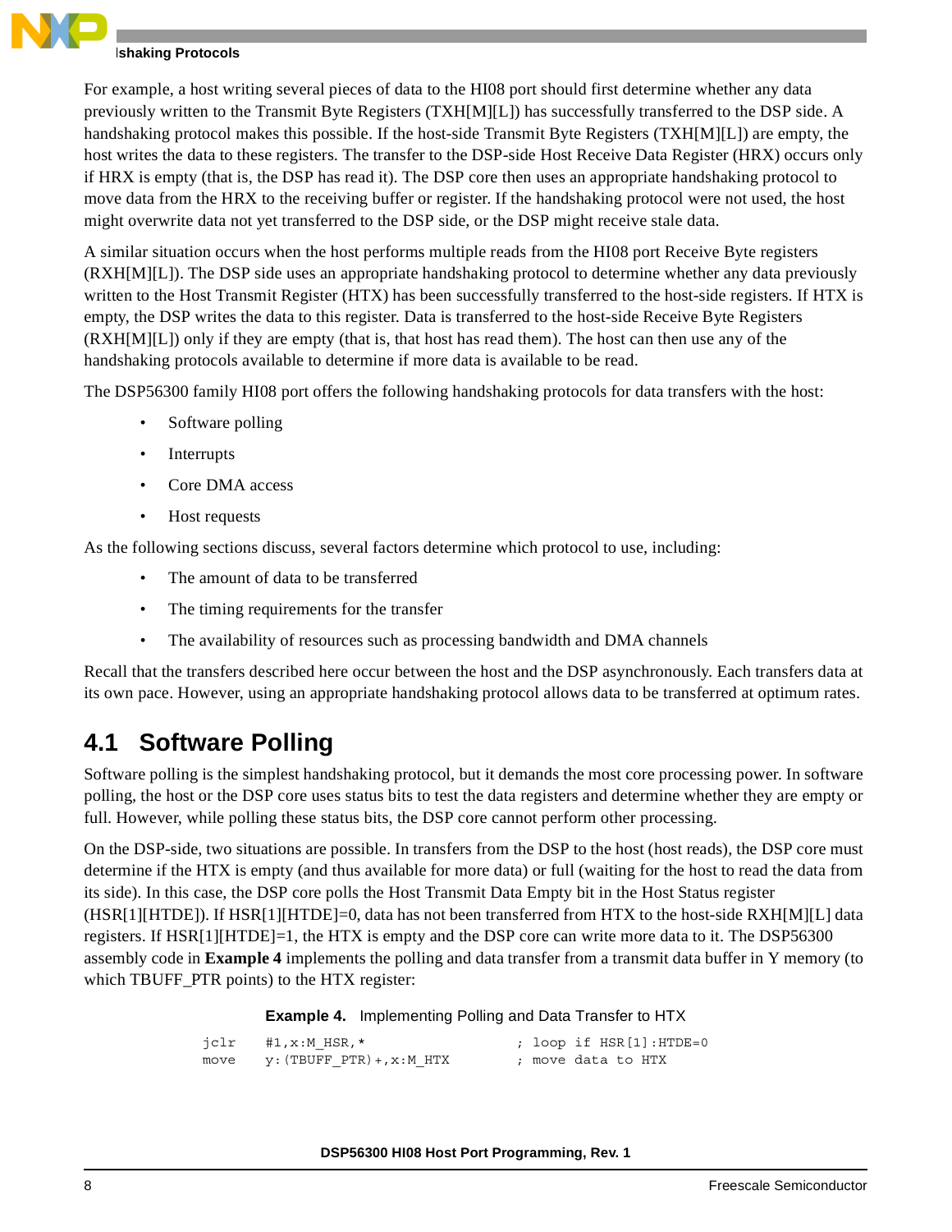For example, a host writing several pieces of data to the HI08 port should first determine whether any data previously written to the Transmit Byte Registers (TXH[M][L]) has successfully transferred to the DSP side. A handshaking protocol makes this possible. If the host-side Transmit Byte Registers (TXH[M][L]) are empty, the host writes the data to these registers. The transfer to the DSP-side Host Receive Data Register (HRX) occurs only if HRX is empty (that is, the DSP has read it). The DSP core then uses an appropriate handshaking protocol to move data from the HRX to the receiving buffer or register. If the handshaking protocol were not used, the host might overwrite data not yet transferred to the DSP side, or the DSP might receive stale data.

A similar situation occurs when the host performs multiple reads from the HI08 port Receive Byte registers (RXH[M][L]). The DSP side uses an appropriate handshaking protocol to determine whether any data previously written to the Host Transmit Register (HTX) has been successfully transferred to the host-side registers. If HTX is empty, the DSP writes the data to this register. Data is transferred to the host-side Receive Byte Registers (RXH[M][L]) only if they are empty (that is, that host has read them). The host can then use any of the handshaking protocols available to determine if more data is available to be read.

The DSP56300 family HI08 port offers the following handshaking protocols for data transfers with the host:

- Software polling
- Interrupts
- Core DMA access
- Host requests

As the following sections discuss, several factors determine which protocol to use, including:

- The amount of data to be transferred
- The timing requirements for the transfer
- The availability of resources such as processing bandwidth and DMA channels

Recall that the transfers described here occur between the host and the DSP asynchronously. Each transfers data at its own pace. However, using an appropriate handshaking protocol allows data to be transferred at optimum rates.

## 4.1 Software Polling

Software polling is the simplest handshaking protocol, but it demands the most core processing power. In software polling, the host or the DSP core uses status bits to test the data registers and determine whether they are empty or full. However, while polling these status bits, the DSP core cannot perform other processing.

On the DSP-side, two situations are possible. In transfers from the DSP to the host (host reads), the DSP core must determine if the HTX is empty (and thus available for more data) or full (waiting for the host to read the data from its side). In this case, the DSP core polls the Host Transmit Data Empty bit in the Host Status register (HSR[1][HTDE]). If HSR[1][HTDE]=0, data has not been transferred from HTX to the host-side RXH[M][L] data registers. If HSR[1][HTDE]=1, the HTX is empty and the DSP core can write more data to it. The DSP56300 assembly code in **Example 4** implements the polling and data transfer from a transmit data buffer in Y memory (to which TBUFF_PTR points) to the HTX register:

**Example 4.** Implementing Polling and Data Transfer to HTX

```
jclr    #1,x:M_HSR,*                ; loop if HSR[1]:HTDE=0
move    y:(TBUFF_PTR)+,x:M_HTX      ; move data to HTX
```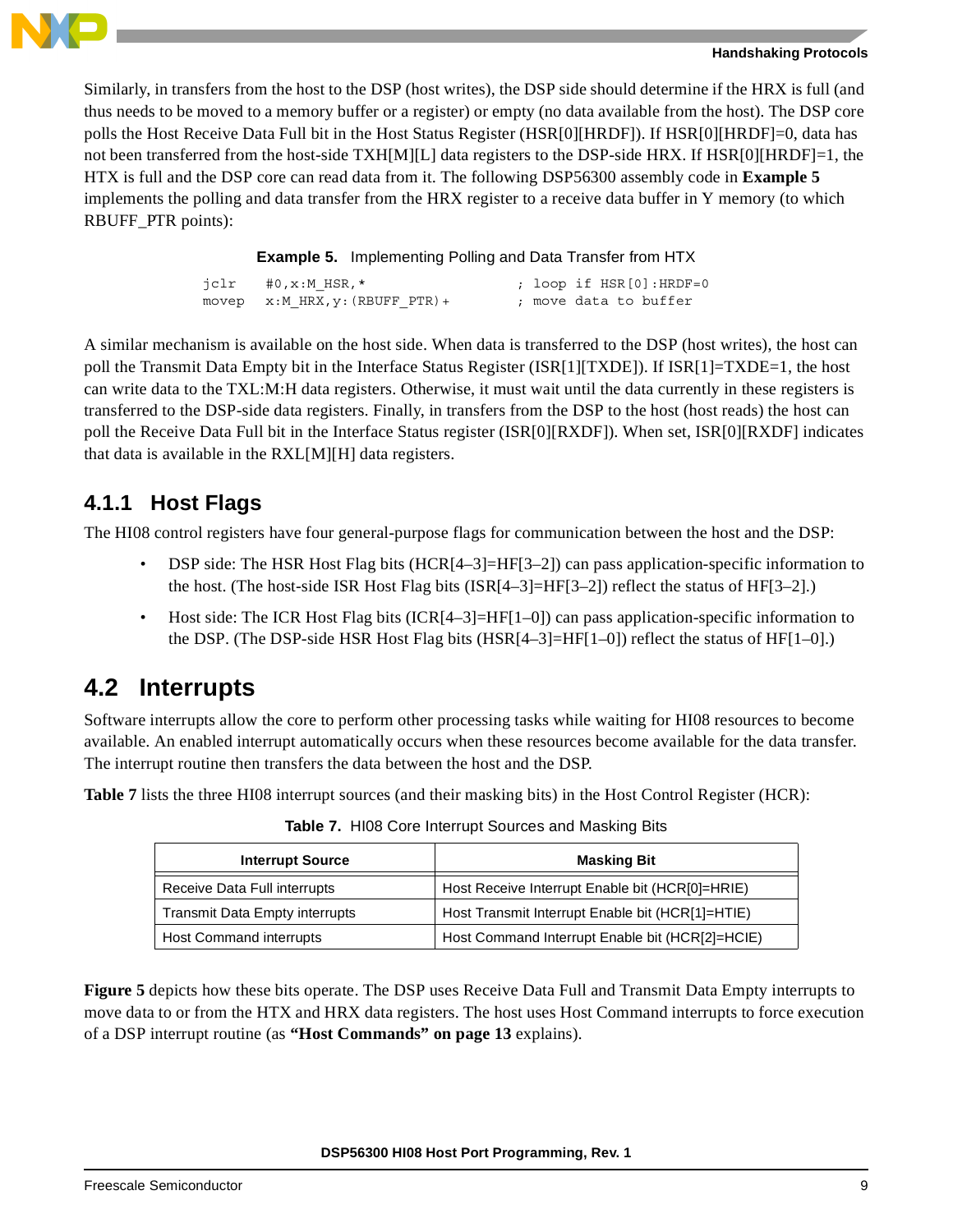Similarly, in transfers from the host to the DSP (host writes), the DSP side should determine if the HRX is full (and thus needs to be moved to a memory buffer or a register) or empty (no data available from the host). The DSP core polls the Host Receive Data Full bit in the Host Status Register (HSR[0][HRDF]). If HSR[0][HRDF]=0, data has not been transferred from the host-side TXH[M][L] data registers to the DSP-side HRX. If HSR[0][HRDF]=1, the HTX is full and the DSP core can read data from it. The following DSP56300 assembly code in **Example 5** implements the polling and data transfer from the HRX register to a receive data buffer in Y memory (to which RBUFF_PTR points):

**Example 5.** Implementing Polling and Data Transfer from HTX

```
jclr    #0,x:M_HSR,*                 ; loop if HSR[0]:HRDF=0
movep   x:M_HRX,y:(RBUFF_PTR)+       ; move data to buffer
```

A similar mechanism is available on the host side. When data is transferred to the DSP (host writes), the host can poll the Transmit Data Empty bit in the Interface Status Register (ISR[1][TXDE]). If ISR[1]=TXDE=1, the host can write data to the TXL:M:H data registers. Otherwise, it must wait until the data currently in these registers is transferred to the DSP-side data registers. Finally, in transfers from the DSP to the host (host reads) the host can poll the Receive Data Full bit in the Interface Status register (ISR[0][RXDF]). When set, ISR[0][RXDF] indicates that data is available in the RXL[M][H] data registers.

### 4.1.1 Host Flags

The HI08 control registers have four general-purpose flags for communication between the host and the DSP:

- DSP side: The HSR Host Flag bits (HCR[4–3]=HF[3–2]) can pass application-specific information to the host. (The host-side ISR Host Flag bits (ISR[4–3]=HF[3–2]) reflect the status of HF[3–2].)
- Host side: The ICR Host Flag bits (ICR[4–3]=HF[1–0]) can pass application-specific information to the DSP. (The DSP-side HSR Host Flag bits (HSR[4–3]=HF[1–0]) reflect the status of HF[1–0].)

## 4.2 Interrupts

Software interrupts allow the core to perform other processing tasks while waiting for HI08 resources to become available. An enabled interrupt automatically occurs when these resources become available for the data transfer. The interrupt routine then transfers the data between the host and the DSP.

**Table 7** lists the three HI08 interrupt sources (and their masking bits) in the Host Control Register (HCR):

**Table 7.** HI08 Core Interrupt Sources and Masking Bits

| Interrupt Source | Masking Bit |
|---|---|
| Receive Data Full interrupts | Host Receive Interrupt Enable bit (HCR[0]=HRIE) |
| Transmit Data Empty interrupts | Host Transmit Interrupt Enable bit (HCR[1]=HTIE) |
| Host Command interrupts | Host Command Interrupt Enable bit (HCR[2]=HCIE) |

**Figure 5** depicts how these bits operate. The DSP uses Receive Data Full and Transmit Data Empty interrupts to move data to or from the HTX and HRX data registers. The host uses Host Command interrupts to force execution of a DSP interrupt routine (as **"Host Commands" on page 13** explains).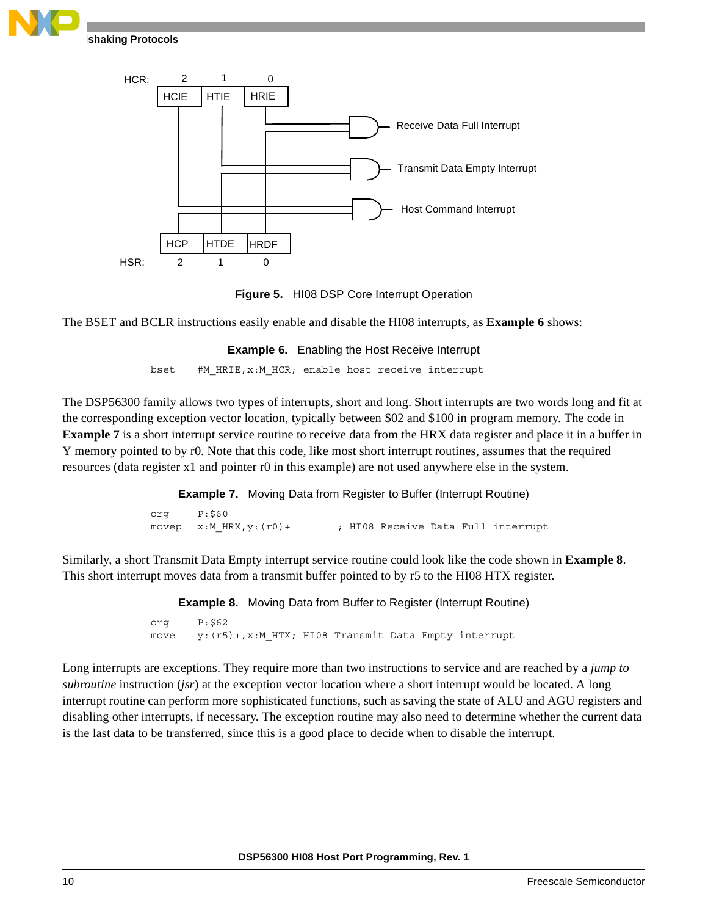HCR: 2 1 0

| HCIE | HTIE | HRIE |
|---|---|---|

Receive Data Full Interrupt

Transmit Data Empty Interrupt

Host Command Interrupt

| HCP | HTDE | HRDF |
|---|---|---|

HSR: 2 1 0

**Figure 5.** HI08 DSP Core Interrupt Operation

The BSET and BCLR instructions easily enable and disable the HI08 interrupts, as **Example 6** shows:

**Example 6.** Enabling the Host Receive Interrupt

```
bset    #M_HRIE,x:M_HCR; enable host receive interrupt
```

The DSP56300 family allows two types of interrupts, short and long. Short interrupts are two words long and fit at the corresponding exception vector location, typically between $02 and $100 in program memory. The code in **Example 7** is a short interrupt service routine to receive data from the HRX data register and place it in a buffer in Y memory pointed to by r0. Note that this code, like most short interrupt routines, assumes that the required resources (data register x1 and pointer r0 in this example) are not used anywhere else in the system.

**Example 7.** Moving Data from Register to Buffer (Interrupt Routine)

```
org     P:$60
movep   x:M_HRX,y:(r0)+        ; HI08 Receive Data Full interrupt
```

Similarly, a short Transmit Data Empty interrupt service routine could look like the code shown in **Example 8**. This short interrupt moves data from a transmit buffer pointed to by r5 to the HI08 HTX register.

**Example 8.** Moving Data from Buffer to Register (Interrupt Routine)

```
org     P:$62
move    y:(r5)+,x:M_HTX; HI08 Transmit Data Empty interrupt
```

Long interrupts are exceptions. They require more than two instructions to service and are reached by a *jump to subroutine* instruction (*jsr*) at the exception vector location where a short interrupt would be located. A long interrupt routine can perform more sophisticated functions, such as saving the state of ALU and AGU registers and disabling other interrupts, if necessary. The exception routine may also need to determine whether the current data is the last data to be transferred, since this is a good place to decide when to disable the interrupt.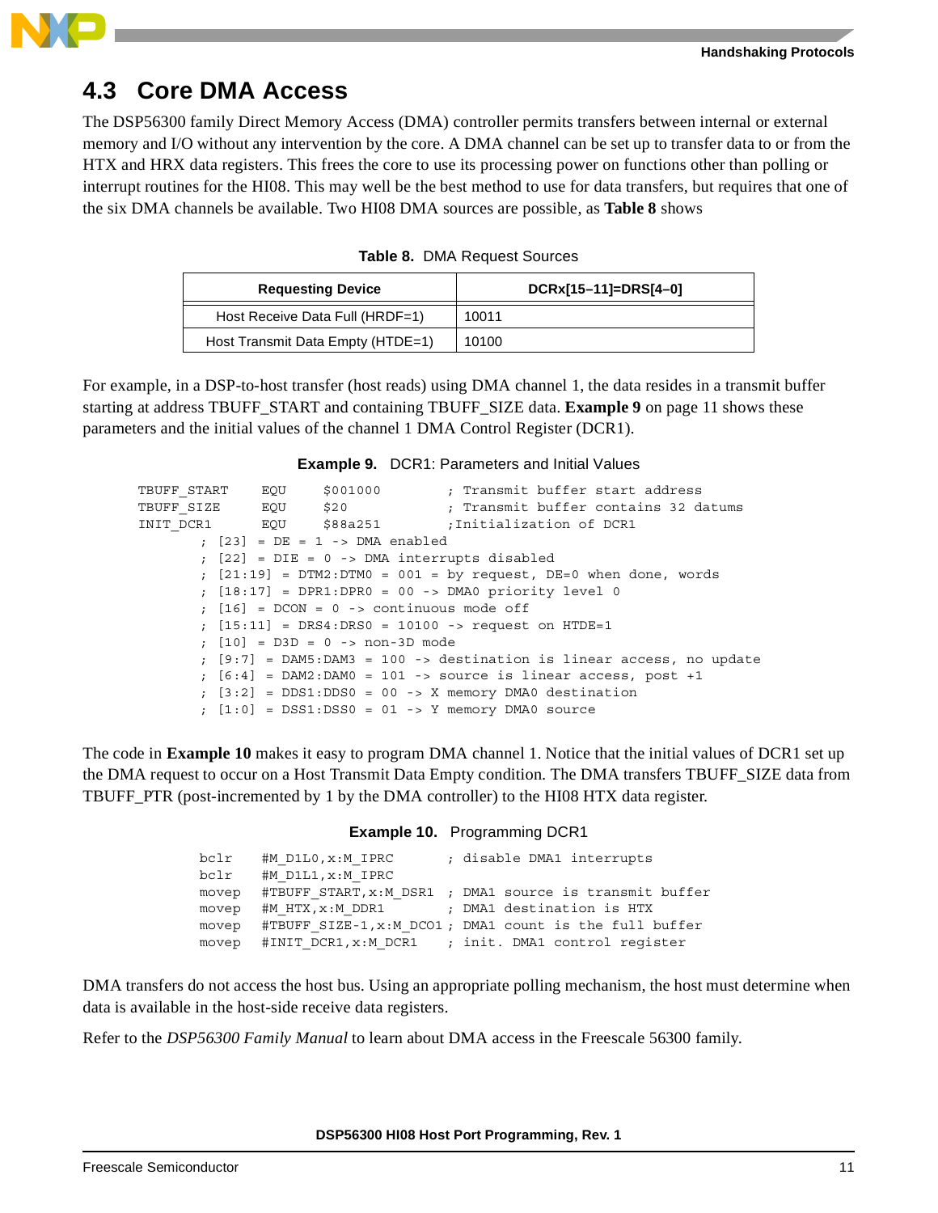## 4.3 Core DMA Access

The DSP56300 family Direct Memory Access (DMA) controller permits transfers between internal or external memory and I/O without any intervention by the core. A DMA channel can be set up to transfer data to or from the HTX and HRX data registers. This frees the core to use its processing power on functions other than polling or interrupt routines for the HI08. This may well be the best method to use for data transfers, but requires that one of the six DMA channels be available. Two HI08 DMA sources are possible, as **Table 8** shows

**Table 8.** DMA Request Sources

| Requesting Device | DCRx[15–11]=DRS[4–0] |
|---|---|
| Host Receive Data Full (HRDF=1) | 10011 |
| Host Transmit Data Empty (HTDE=1) | 10100 |

For example, in a DSP-to-host transfer (host reads) using DMA channel 1, the data resides in a transmit buffer starting at address TBUFF_START and containing TBUFF_SIZE data. **Example 9** on page 11 shows these parameters and the initial values of the channel 1 DMA Control Register (DCR1).

**Example 9.** DCR1: Parameters and Initial Values

```
TBUFF_START     EQU     $001000         ; Transmit buffer start address
TBUFF_SIZE      EQU     $20             ; Transmit buffer contains 32 datums
INIT_DCR1       EQU     $88a251         ;Initialization of DCR1
        ; [23] = DE = 1 -> DMA enabled
        ; [22] = DIE = 0 -> DMA interrupts disabled
        ; [21:19] = DTM2:DTM0 = 001 = by request, DE=0 when done, words
        ; [18:17] = DPR1:DPR0 = 00 -> DMA0 priority level 0
        ; [16] = DCON = 0 -> continuous mode off
        ; [15:11] = DRS4:DRS0 = 10100 -> request on HTDE=1
        ; [10] = D3D = 0 -> non-3D mode
        ; [9:7] = DAM5:DAM3 = 100 -> destination is linear access, no update
        ; [6:4] = DAM2:DAM0 = 101 -> source is linear access, post +1
        ; [3:2] = DDS1:DDS0 = 00 -> X memory DMA0 destination
        ; [1:0] = DSS1:DSS0 = 01 -> Y memory DMA0 source
```

The code in **Example 10** makes it easy to program DMA channel 1. Notice that the initial values of DCR1 set up the DMA request to occur on a Host Transmit Data Empty condition. The DMA transfers TBUFF_SIZE data from TBUFF_PTR (post-incremented by 1 by the DMA controller) to the HI08 HTX data register.

**Example 10.** Programming DCR1

```
bclr    #M_D1L0,x:M_IPRC        ; disable DMA1 interrupts
bclr    #M_D1L1,x:M_IPRC
movep   #TBUFF_START,x:M_DSR1   ; DMA1 source is transmit buffer
movep   #M_HTX,x:M_DDR1         ; DMA1 destination is HTX
movep   #TBUFF_SIZE-1,x:M_DCO1  ; DMA1 count is the full buffer
movep   #INIT_DCR1,x:M_DCR1     ; init. DMA1 control register
```

DMA transfers do not access the host bus. Using an appropriate polling mechanism, the host must determine when data is available in the host-side receive data registers.

Refer to the *DSP56300 Family Manual* to learn about DMA access in the Freescale 56300 family.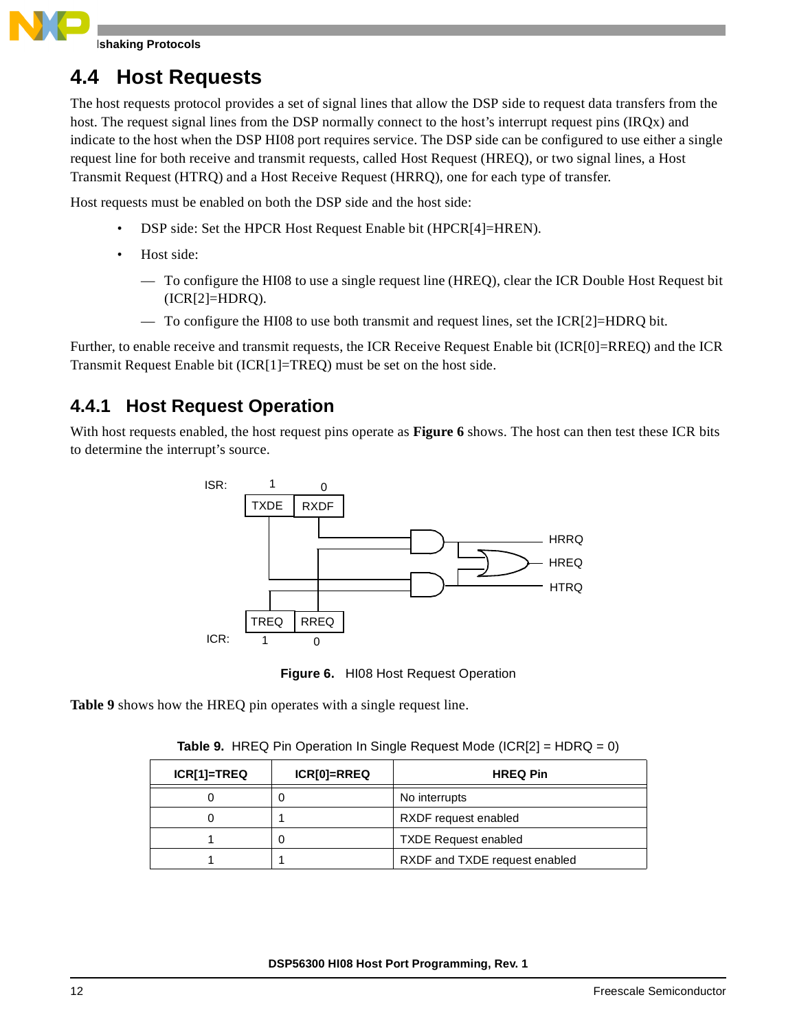## 4.4 Host Requests

The host requests protocol provides a set of signal lines that allow the DSP side to request data transfers from the host. The request signal lines from the DSP normally connect to the host's interrupt request pins (IRQx) and indicate to the host when the DSP HI08 port requires service. The DSP side can be configured to use either a single request line for both receive and transmit requests, called Host Request (HREQ), or two signal lines, a Host Transmit Request (HTRQ) and a Host Receive Request (HRRQ), one for each type of transfer.

Host requests must be enabled on both the DSP side and the host side:

- DSP side: Set the HPCR Host Request Enable bit (HPCR[4]=HREN).
- Host side:
  - To configure the HI08 to use a single request line (HREQ), clear the ICR Double Host Request bit (ICR[2]=HDRQ).
  - To configure the HI08 to use both transmit and request lines, set the ICR[2]=HDRQ bit.

Further, to enable receive and transmit requests, the ICR Receive Request Enable bit (ICR[0]=RREQ) and the ICR Transmit Request Enable bit (ICR[1]=TREQ) must be set on the host side.

### 4.4.1 Host Request Operation

With host requests enabled, the host request pins operate as **Figure 6** shows. The host can then test these ICR bits to determine the interrupt's source.

ISR: 1 TXDE, 0 RXDF — HRRQ, HREQ, HTRQ — TREQ 1, RREQ 0 — ICR:

**Figure 6.** HI08 Host Request Operation

**Table 9** shows how the HREQ pin operates with a single request line.

**Table 9.** HREQ Pin Operation In Single Request Mode (ICR[2] = HDRQ = 0)

| ICR[1]=TREQ | ICR[0]=RREQ | HREQ Pin |
|---|---|---|
| 0 | 0 | No interrupts |
| 0 | 1 | RXDF request enabled |
| 1 | 0 | TXDE Request enabled |
| 1 | 1 | RXDF and TXDE request enabled |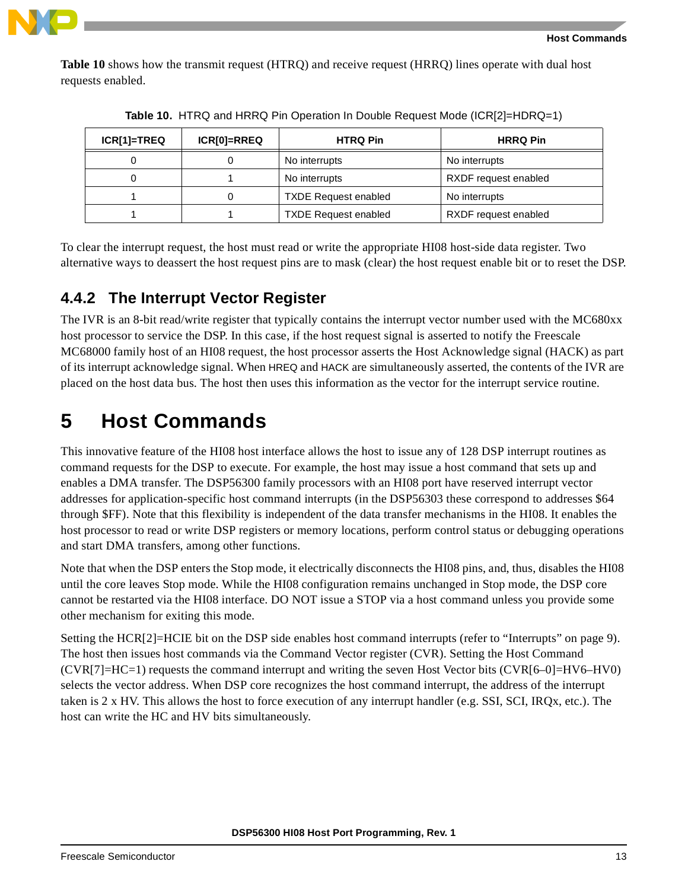**Table 10** shows how the transmit request (HTRQ) and receive request (HRRQ) lines operate with dual host requests enabled.

**Table 10.** HTRQ and HRRQ Pin Operation In Double Request Mode (ICR[2]=HDRQ=1)

| ICR[1]=TREQ | ICR[0]=RREQ | HTRQ Pin | HRRQ Pin |
|---|---|---|---|
| 0 | 0 | No interrupts | No interrupts |
| 0 | 1 | No interrupts | RXDF request enabled |
| 1 | 0 | TXDE Request enabled | No interrupts |
| 1 | 1 | TXDE Request enabled | RXDF request enabled |

To clear the interrupt request, the host must read or write the appropriate HI08 host-side data register. Two alternative ways to deassert the host request pins are to mask (clear) the host request enable bit or to reset the DSP.

### 4.4.2 The Interrupt Vector Register

The IVR is an 8-bit read/write register that typically contains the interrupt vector number used with the MC680xx host processor to service the DSP. In this case, if the host request signal is asserted to notify the Freescale MC68000 family host of an HI08 request, the host processor asserts the Host Acknowledge signal (HACK) as part of its interrupt acknowledge signal. When HREQ and HACK are simultaneously asserted, the contents of the IVR are placed on the host data bus. The host then uses this information as the vector for the interrupt service routine.

# 5 Host Commands

This innovative feature of the HI08 host interface allows the host to issue any of 128 DSP interrupt routines as command requests for the DSP to execute. For example, the host may issue a host command that sets up and enables a DMA transfer. The DSP56300 family processors with an HI08 port have reserved interrupt vector addresses for application-specific host command interrupts (in the DSP56303 these correspond to addresses $64 through $FF). Note that this flexibility is independent of the data transfer mechanisms in the HI08. It enables the host processor to read or write DSP registers or memory locations, perform control status or debugging operations and start DMA transfers, among other functions.

Note that when the DSP enters the Stop mode, it electrically disconnects the HI08 pins, and, thus, disables the HI08 until the core leaves Stop mode. While the HI08 configuration remains unchanged in Stop mode, the DSP core cannot be restarted via the HI08 interface. DO NOT issue a STOP via a host command unless you provide some other mechanism for exiting this mode.

Setting the HCR[2]=HCIE bit on the DSP side enables host command interrupts (refer to “Interrupts” on page 9). The host then issues host commands via the Command Vector register (CVR). Setting the Host Command (CVR[7]=HC=1) requests the command interrupt and writing the seven Host Vector bits (CVR[6–0]=HV6–HV0) selects the vector address. When DSP core recognizes the host command interrupt, the address of the interrupt taken is 2 x HV. This allows the host to force execution of any interrupt handler (e.g. SSI, SCI, IRQx, etc.). The host can write the HC and HV bits simultaneously.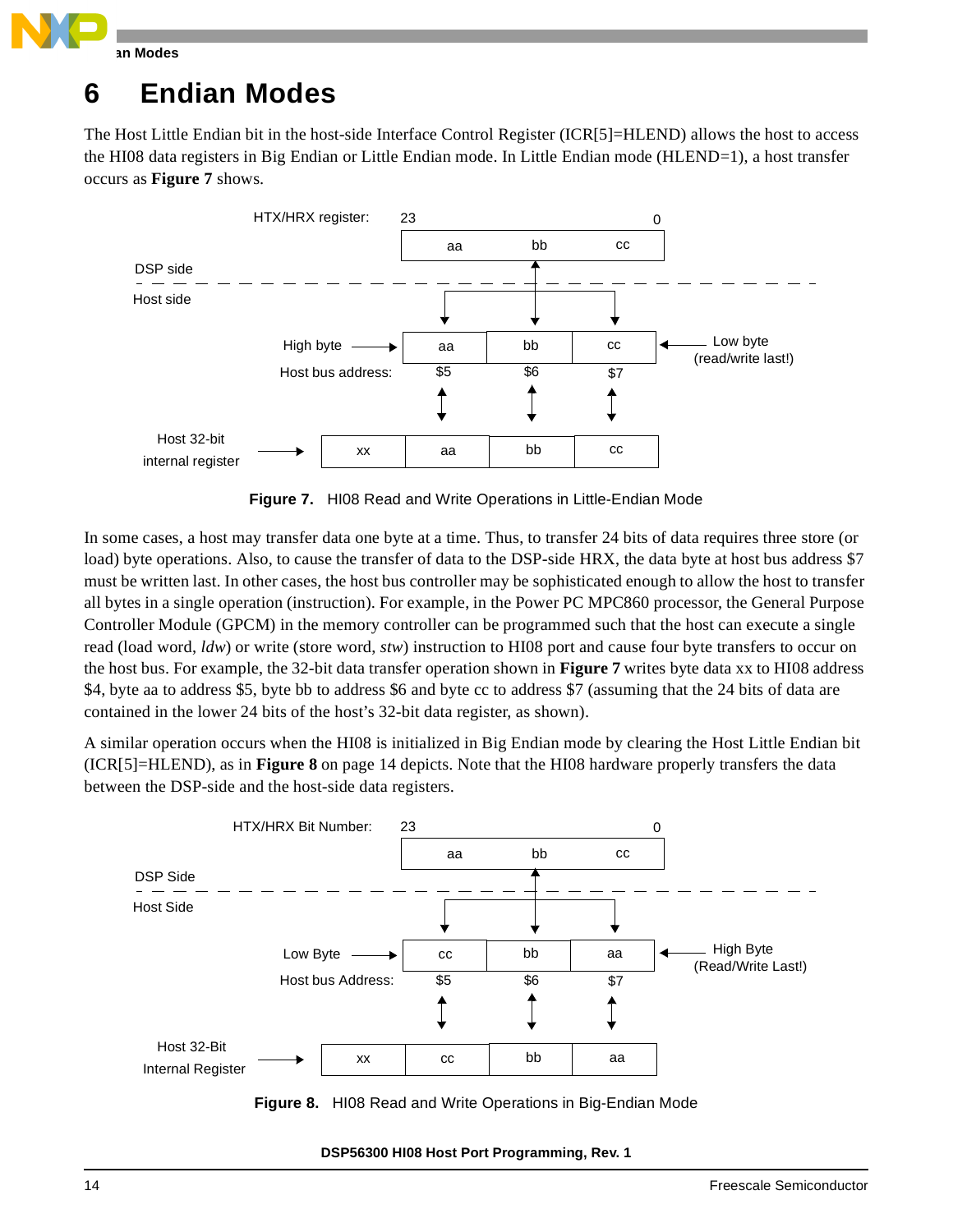# 6 Endian Modes

The Host Little Endian bit in the host-side Interface Control Register (ICR[5]=HLEND) allows the host to access the HI08 data registers in Big Endian or Little Endian mode. In Little Endian mode (HLEND=1), a host transfer occurs as **Figure 7** shows.

**Figure 7.** HI08 Read and Write Operations in Little-Endian Mode

In some cases, a host may transfer data one byte at a time. Thus, to transfer 24 bits of data requires three store (or load) byte operations. Also, to cause the transfer of data to the DSP-side HRX, the data byte at host bus address $7 must be written last. In other cases, the host bus controller may be sophisticated enough to allow the host to transfer all bytes in a single operation (instruction). For example, in the Power PC MPC860 processor, the General Purpose Controller Module (GPCM) in the memory controller can be programmed such that the host can execute a single read (load word, *ldw*) or write (store word, *stw*) instruction to HI08 port and cause four byte transfers to occur on the host bus. For example, the 32-bit data transfer operation shown in **Figure 7** writes byte data xx to HI08 address $4, byte aa to address $5, byte bb to address $6 and byte cc to address $7 (assuming that the 24 bits of data are contained in the lower 24 bits of the host's 32-bit data register, as shown).

A similar operation occurs when the HI08 is initialized in Big Endian mode by clearing the Host Little Endian bit (ICR[5]=HLEND), as in **Figure 8** on page 14 depicts. Note that the HI08 hardware properly transfers the data between the DSP-side and the host-side data registers.

**Figure 8.** HI08 Read and Write Operations in Big-Endian Mode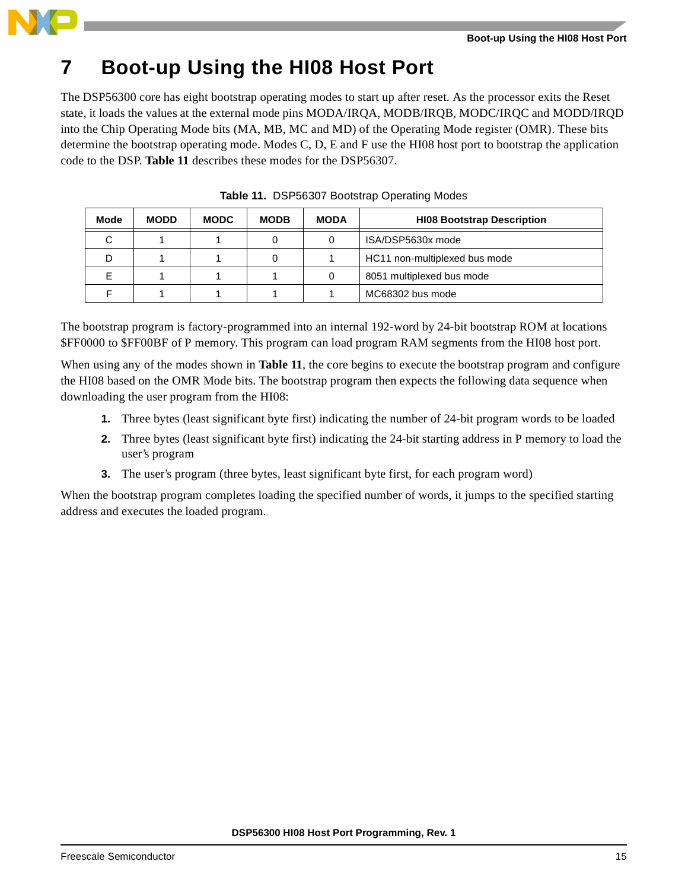# 7 Boot-up Using the HI08 Host Port

The DSP56300 core has eight bootstrap operating modes to start up after reset. As the processor exits the Reset state, it loads the values at the external mode pins MODA/IRQA, MODB/IRQB, MODC/IRQC and MODD/IRQD into the Chip Operating Mode bits (MA, MB, MC and MD) of the Operating Mode register (OMR). These bits determine the bootstrap operating mode. Modes C, D, E and F use the HI08 host port to bootstrap the application code to the DSP. **Table 11** describes these modes for the DSP56307.

**Table 11.** DSP56307 Bootstrap Operating Modes

| Mode | MODD | MODC | MODB | MODA | HI08 Bootstrap Description |
|---|---|---|---|---|---|
| C | 1 | 1 | 0 | 0 | ISA/DSP5630x mode |
| D | 1 | 1 | 0 | 1 | HC11 non-multiplexed bus mode |
| E | 1 | 1 | 1 | 0 | 8051 multiplexed bus mode |
| F | 1 | 1 | 1 | 1 | MC68302 bus mode |

The bootstrap program is factory-programmed into an internal 192-word by 24-bit bootstrap ROM at locations $FF0000 to $FF00BF of P memory. This program can load program RAM segments from the HI08 host port.

When using any of the modes shown in **Table 11**, the core begins to execute the bootstrap program and configure the HI08 based on the OMR Mode bits. The bootstrap program then expects the following data sequence when downloading the user program from the HI08:

1. Three bytes (least significant byte first) indicating the number of 24-bit program words to be loaded
2. Three bytes (least significant byte first) indicating the 24-bit starting address in P memory to load the user's program
3. The user's program (three bytes, least significant byte first, for each program word)

When the bootstrap program completes loading the specified number of words, it jumps to the specified starting address and executes the loaded program.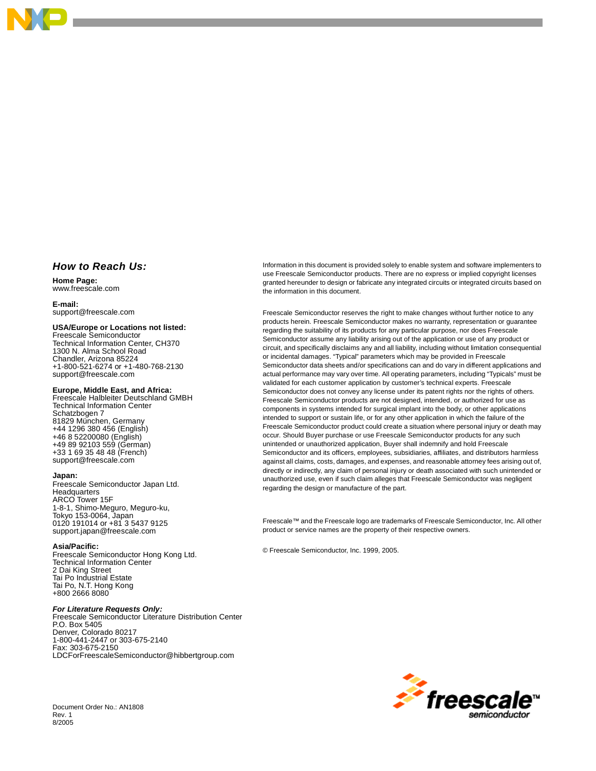## *How to Reach Us:*

**Home Page:**
www.freescale.com

**E-mail:**
support@freescale.com

**USA/Europe or Locations not listed:**
Freescale Semiconductor
Technical Information Center, CH370
1300 N. Alma School Road
Chandler, Arizona 85224
+1-800-521-6274 or +1-480-768-2130
support@freescale.com

**Europe, Middle East, and Africa:**
Freescale Halbleiter Deutschland GMBH
Technical Information Center
Schatzbogen 7
81829 München, Germany
+44 1296 380 456 (English)
+46 8 52200080 (English)
+49 89 92103 559 (German)
+33 1 69 35 48 48 (French)
support@freescale.com

**Japan:**
Freescale Semiconductor Japan Ltd.
Headquarters
ARCO Tower 15F
1-8-1, Shimo-Meguro, Meguro-ku,
Tokyo 153-0064, Japan
0120 191014 or +81 3 5437 9125
support.japan@freescale.com

**Asia/Pacific:**
Freescale Semiconductor Hong Kong Ltd.
Technical Information Center
2 Dai King Street
Tai Po Industrial Estate
Tai Po, N.T. Hong Kong
+800 2666 8080

***For Literature Requests Only:***
Freescale Semiconductor Literature Distribution Center
P.O. Box 5405
Denver, Colorado 80217
1-800-441-2447 or 303-675-2140
Fax: 303-675-2150
LDCForFreescaleSemiconductor@hibbertgroup.com

Information in this document is provided solely to enable system and software implementers to use Freescale Semiconductor products. There are no express or implied copyright licenses granted hereunder to design or fabricate any integrated circuits or integrated circuits based on the information in this document.

Freescale Semiconductor reserves the right to make changes without further notice to any products herein. Freescale Semiconductor makes no warranty, representation or guarantee regarding the suitability of its products for any particular purpose, nor does Freescale Semiconductor assume any liability arising out of the application or use of any product or circuit, and specifically disclaims any and all liability, including without limitation consequential or incidental damages. "Typical" parameters which may be provided in Freescale Semiconductor data sheets and/or specifications can and do vary in different applications and actual performance may vary over time. All operating parameters, including "Typicals" must be validated for each customer application by customer's technical experts. Freescale Semiconductor does not convey any license under its patent rights nor the rights of others. Freescale Semiconductor products are not designed, intended, or authorized for use as components in systems intended for surgical implant into the body, or other applications intended to support or sustain life, or for any other application in which the failure of the Freescale Semiconductor product could create a situation where personal injury or death may occur. Should Buyer purchase or use Freescale Semiconductor products for any such unintended or unauthorized application, Buyer shall indemnify and hold Freescale Semiconductor and its officers, employees, subsidiaries, affiliates, and distributors harmless against all claims, costs, damages, and expenses, and reasonable attorney fees arising out of, directly or indirectly, any claim of personal injury or death associated with such unintended or unauthorized use, even if such claim alleges that Freescale Semiconductor was negligent regarding the design or manufacture of the part.

Freescale™ and the Freescale logo are trademarks of Freescale Semiconductor, Inc. All other product or service names are the property of their respective owners.

© Freescale Semiconductor, Inc. 1999, 2005.

Document Order No.: AN1808
Rev. 1
8/2005